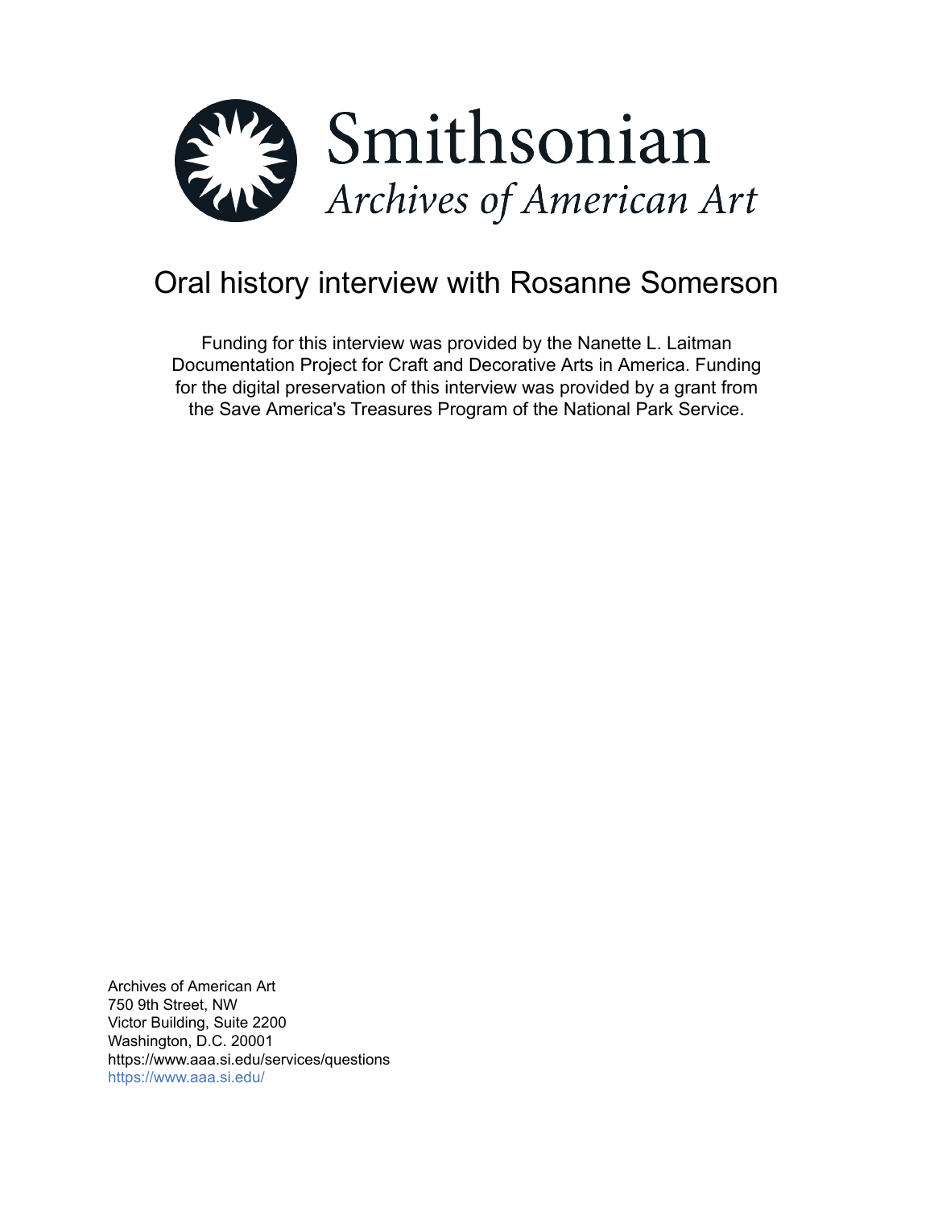Smithsonian

*Archives of American Art*

# Oral history interview with Rosanne Somerson

Funding for this interview was provided by the Nanette L. Laitman Documentation Project for Craft and Decorative Arts in America. Funding for the digital preservation of this interview was provided by a grant from the Save America's Treasures Program of the National Park Service.

Archives of American Art
750 9th Street, NW
Victor Building, Suite 2200
Washington, D.C. 20001
https://www.aaa.si.edu/services/questions
https://www.aaa.si.edu/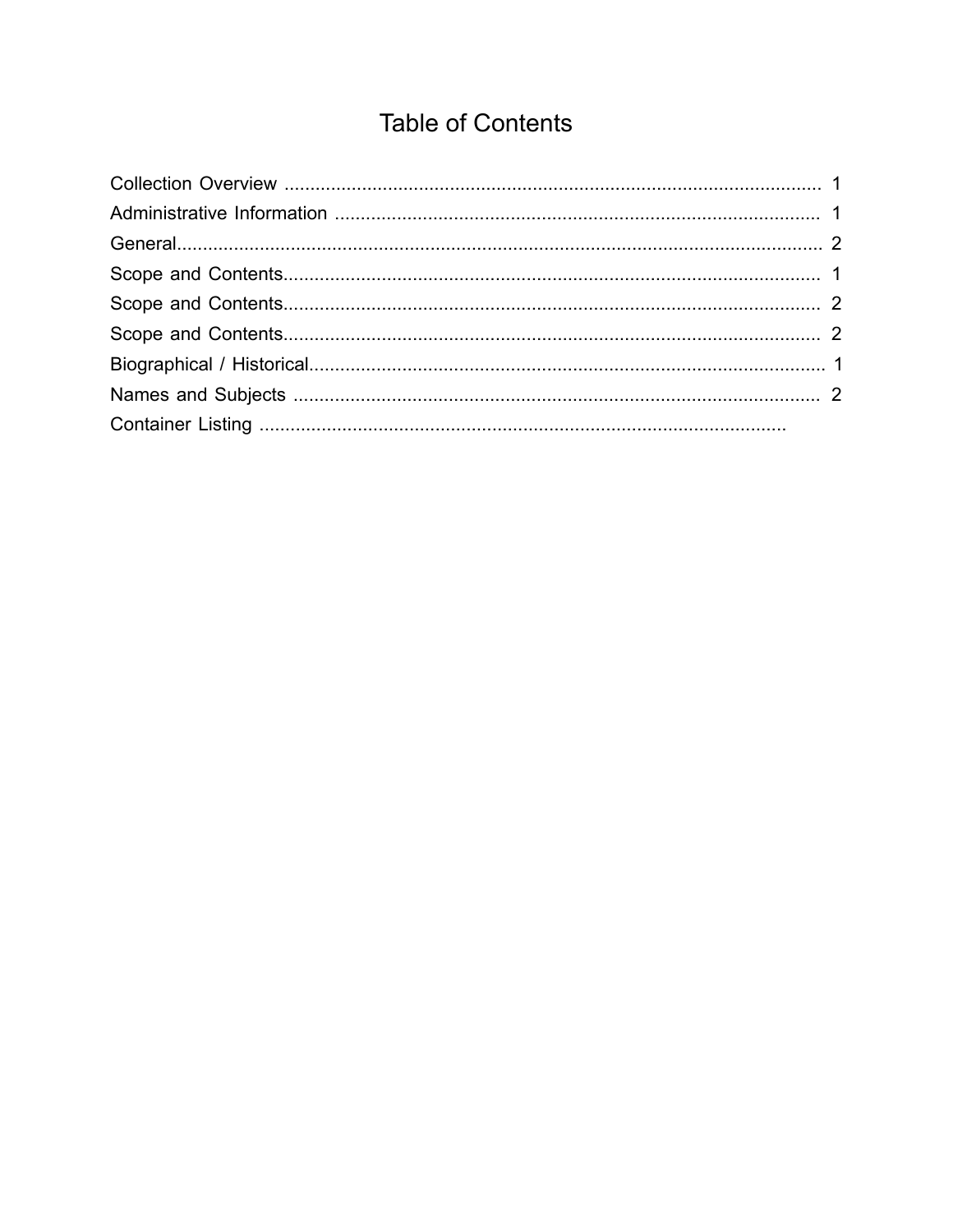# Table of Contents

Collection Overview ........................................................................................................ 1
Administrative Information .............................................................................................. 1
General.............................................................................................................................. 2
Scope and Contents......................................................................................................... 1
Scope and Contents......................................................................................................... 2
Scope and Contents......................................................................................................... 2
Biographical / Historical.................................................................................................... 1
Names and Subjects ....................................................................................................... 2
Container Listing .......................................................................................................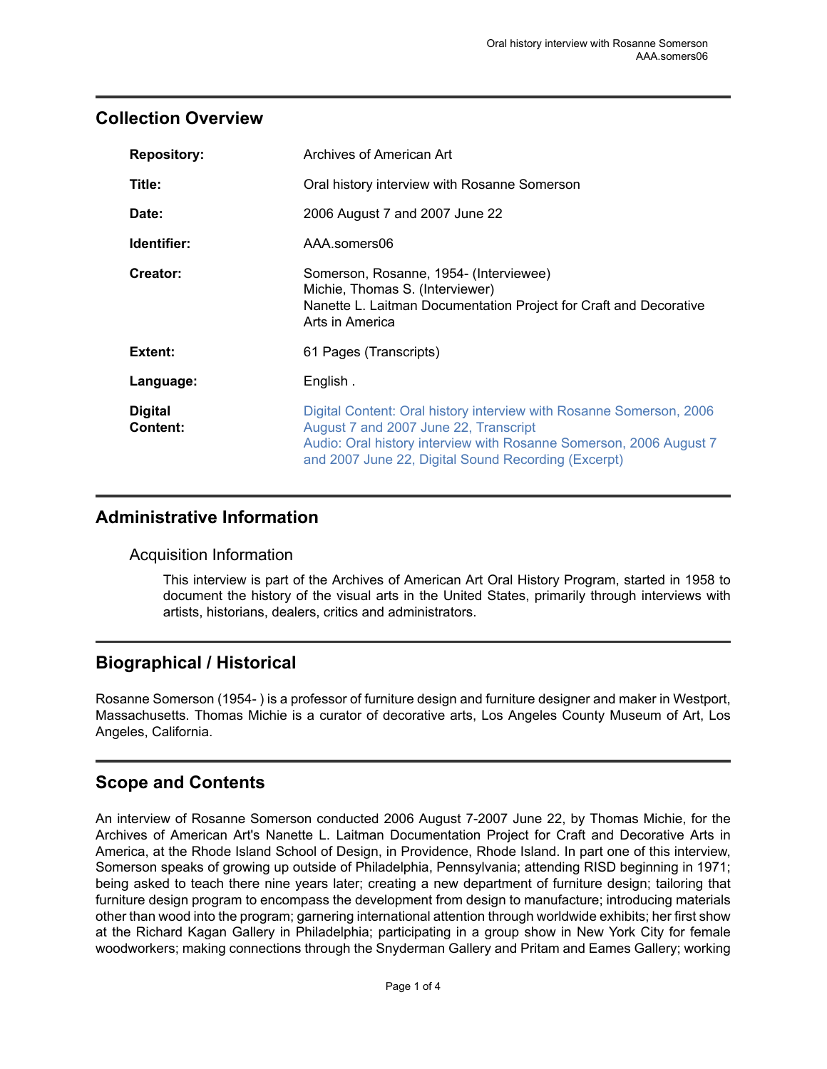## Collection Overview

| | |
|---|---|
| **Repository:** | Archives of American Art |
| **Title:** | Oral history interview with Rosanne Somerson |
| **Date:** | 2006 August 7 and 2007 June 22 |
| **Identifier:** | AAA.somers06 |
| **Creator:** | Somerson, Rosanne, 1954- (Interviewee)<br>Michie, Thomas S. (Interviewer)<br>Nanette L. Laitman Documentation Project for Craft and Decorative Arts in America |
| **Extent:** | 61 Pages (Transcripts) |
| **Language:** | English . |
| **Digital Content:** | Digital Content: Oral history interview with Rosanne Somerson, 2006 August 7 and 2007 June 22, Transcript<br>Audio: Oral history interview with Rosanne Somerson, 2006 August 7 and 2007 June 22, Digital Sound Recording (Excerpt) |

## Administrative Information

### Acquisition Information

This interview is part of the Archives of American Art Oral History Program, started in 1958 to document the history of the visual arts in the United States, primarily through interviews with artists, historians, dealers, critics and administrators.

## Biographical / Historical

Rosanne Somerson (1954- ) is a professor of furniture design and furniture designer and maker in Westport, Massachusetts. Thomas Michie is a curator of decorative arts, Los Angeles County Museum of Art, Los Angeles, California.

## Scope and Contents

An interview of Rosanne Somerson conducted 2006 August 7-2007 June 22, by Thomas Michie, for the Archives of American Art's Nanette L. Laitman Documentation Project for Craft and Decorative Arts in America, at the Rhode Island School of Design, in Providence, Rhode Island. In part one of this interview, Somerson speaks of growing up outside of Philadelphia, Pennsylvania; attending RISD beginning in 1971; being asked to teach there nine years later; creating a new department of furniture design; tailoring that furniture design program to encompass the development from design to manufacture; introducing materials other than wood into the program; garnering international attention through worldwide exhibits; her first show at the Richard Kagan Gallery in Philadelphia; participating in a group show in New York City for female woodworkers; making connections through the Snyderman Gallery and Pritam and Eames Gallery; working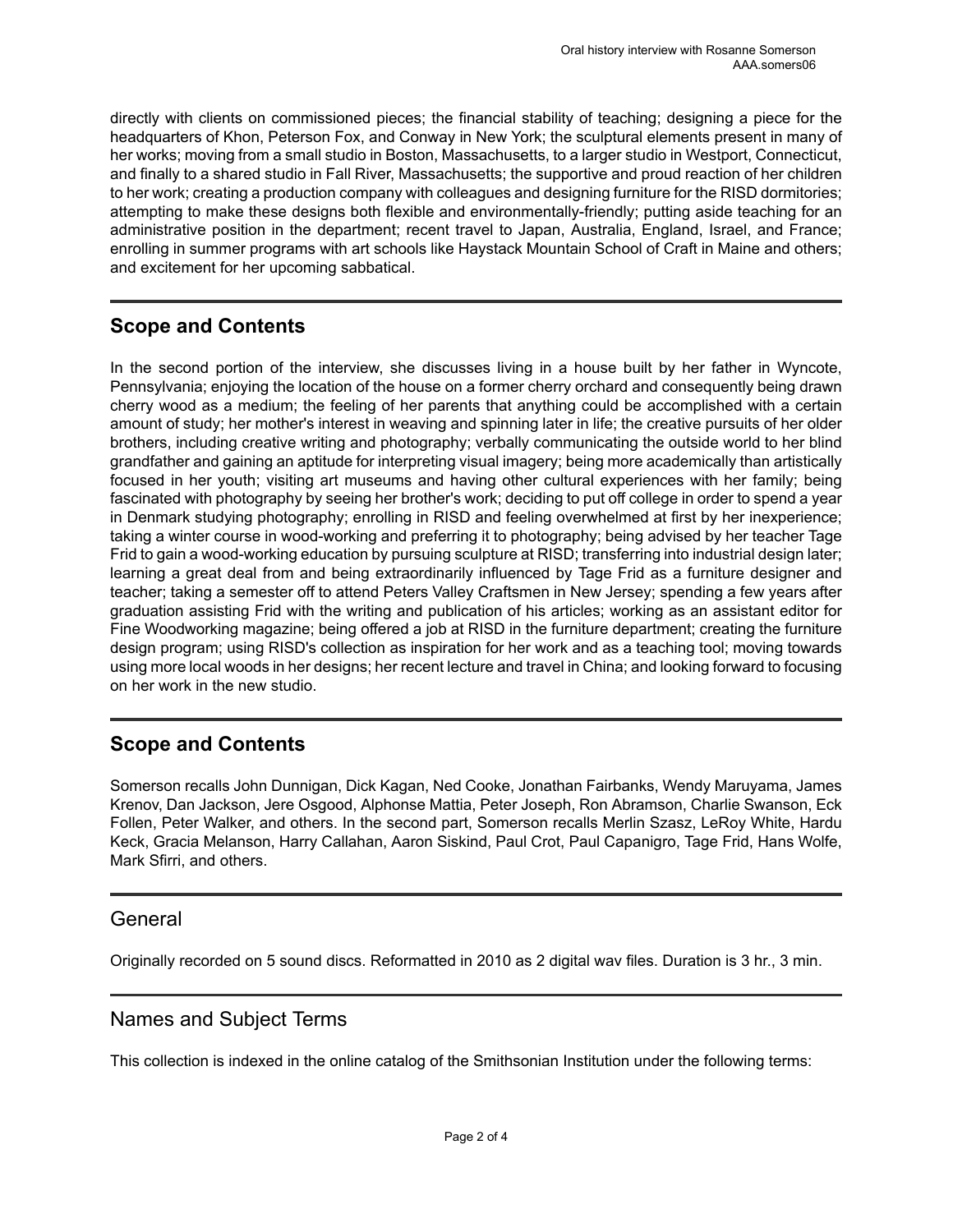directly with clients on commissioned pieces; the financial stability of teaching; designing a piece for the headquarters of Khon, Peterson Fox, and Conway in New York; the sculptural elements present in many of her works; moving from a small studio in Boston, Massachusetts, to a larger studio in Westport, Connecticut, and finally to a shared studio in Fall River, Massachusetts; the supportive and proud reaction of her children to her work; creating a production company with colleagues and designing furniture for the RISD dormitories; attempting to make these designs both flexible and environmentally-friendly; putting aside teaching for an administrative position in the department; recent travel to Japan, Australia, England, Israel, and France; enrolling in summer programs with art schools like Haystack Mountain School of Craft in Maine and others; and excitement for her upcoming sabbatical.

## Scope and Contents

In the second portion of the interview, she discusses living in a house built by her father in Wyncote, Pennsylvania; enjoying the location of the house on a former cherry orchard and consequently being drawn cherry wood as a medium; the feeling of her parents that anything could be accomplished with a certain amount of study; her mother's interest in weaving and spinning later in life; the creative pursuits of her older brothers, including creative writing and photography; verbally communicating the outside world to her blind grandfather and gaining an aptitude for interpreting visual imagery; being more academically than artistically focused in her youth; visiting art museums and having other cultural experiences with her family; being fascinated with photography by seeing her brother's work; deciding to put off college in order to spend a year in Denmark studying photography; enrolling in RISD and feeling overwhelmed at first by her inexperience; taking a winter course in wood-working and preferring it to photography; being advised by her teacher Tage Frid to gain a wood-working education by pursuing sculpture at RISD; transferring into industrial design later; learning a great deal from and being extraordinarily influenced by Tage Frid as a furniture designer and teacher; taking a semester off to attend Peters Valley Craftsmen in New Jersey; spending a few years after graduation assisting Frid with the writing and publication of his articles; working as an assistant editor for Fine Woodworking magazine; being offered a job at RISD in the furniture department; creating the furniture design program; using RISD's collection as inspiration for her work and as a teaching tool; moving towards using more local woods in her designs; her recent lecture and travel in China; and looking forward to focusing on her work in the new studio.

## Scope and Contents

Somerson recalls John Dunnigan, Dick Kagan, Ned Cooke, Jonathan Fairbanks, Wendy Maruyama, James Krenov, Dan Jackson, Jere Osgood, Alphonse Mattia, Peter Joseph, Ron Abramson, Charlie Swanson, Eck Follen, Peter Walker, and others. In the second part, Somerson recalls Merlin Szasz, LeRoy White, Hardu Keck, Gracia Melanson, Harry Callahan, Aaron Siskind, Paul Crot, Paul Capanigro, Tage Frid, Hans Wolfe, Mark Sfirri, and others.

## General

Originally recorded on 5 sound discs. Reformatted in 2010 as 2 digital wav files. Duration is 3 hr., 3 min.

## Names and Subject Terms

This collection is indexed in the online catalog of the Smithsonian Institution under the following terms: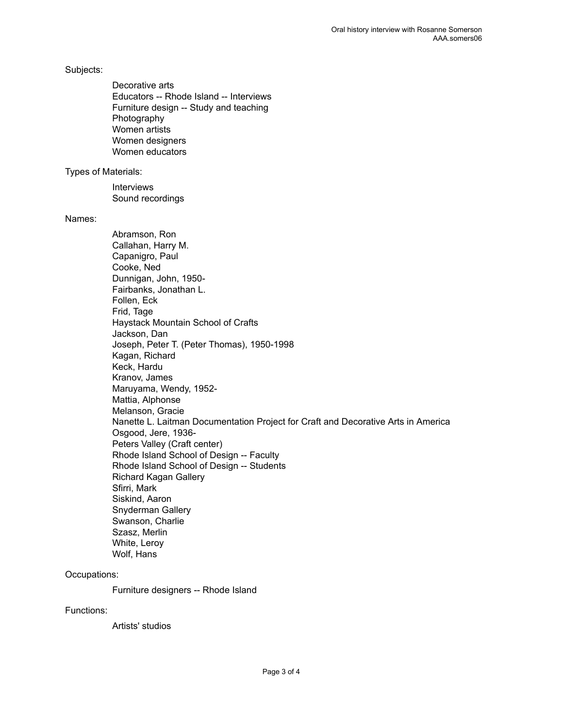Subjects:

- Decorative arts
- Educators -- Rhode Island -- Interviews
- Furniture design -- Study and teaching
- Photography
- Women artists
- Women designers
- Women educators

Types of Materials:

- Interviews
- Sound recordings

Names:

- Abramson, Ron
- Callahan, Harry M.
- Capanigro, Paul
- Cooke, Ned
- Dunnigan, John, 1950-
- Fairbanks, Jonathan L.
- Follen, Eck
- Frid, Tage
- Haystack Mountain School of Crafts
- Jackson, Dan
- Joseph, Peter T. (Peter Thomas), 1950-1998
- Kagan, Richard
- Keck, Hardu
- Kranov, James
- Maruyama, Wendy, 1952-
- Mattia, Alphonse
- Melanson, Gracie
- Nanette L. Laitman Documentation Project for Craft and Decorative Arts in America
- Osgood, Jere, 1936-
- Peters Valley (Craft center)
- Rhode Island School of Design -- Faculty
- Rhode Island School of Design -- Students
- Richard Kagan Gallery
- Sfirri, Mark
- Siskind, Aaron
- Snyderman Gallery
- Swanson, Charlie
- Szasz, Merlin
- White, Leroy
- Wolf, Hans

Occupations:

- Furniture designers -- Rhode Island

Functions:

- Artists' studios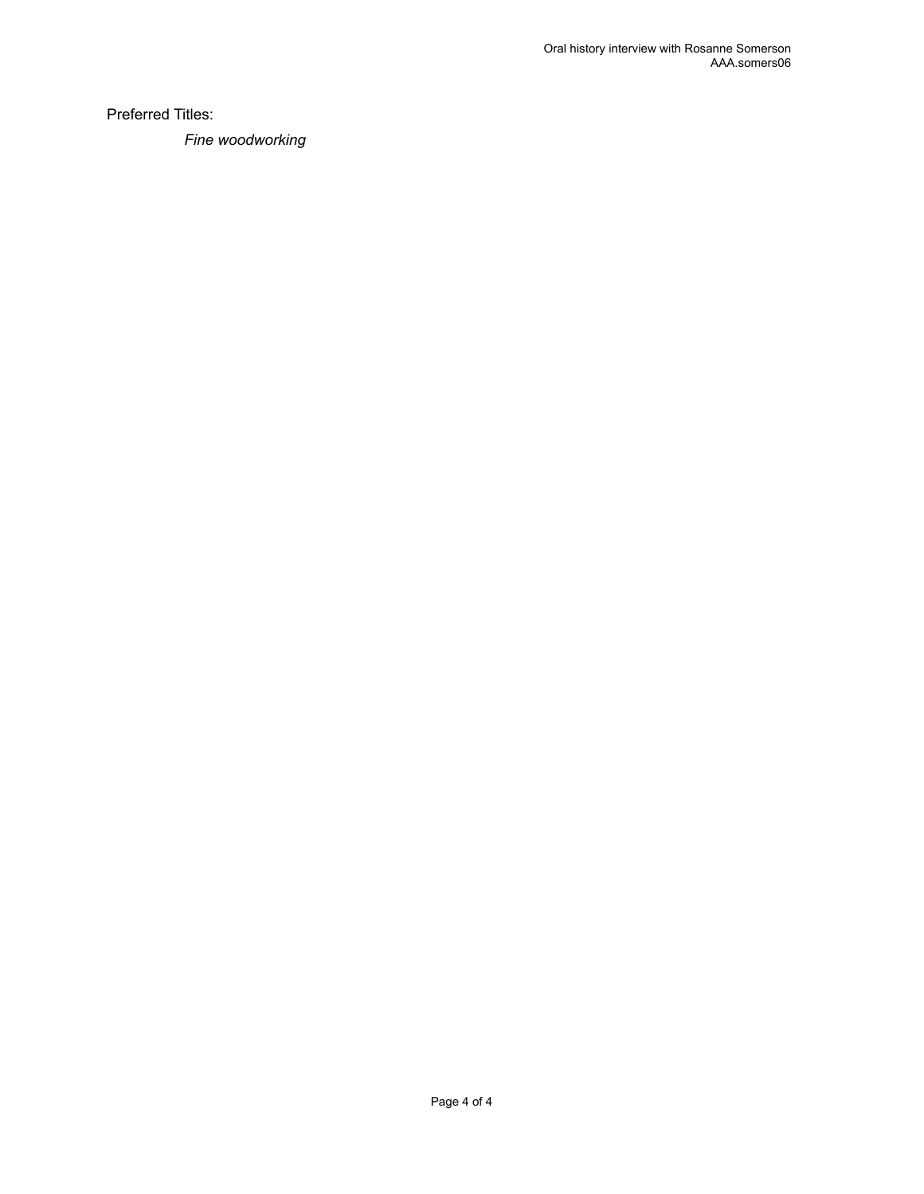Preferred Titles:

*Fine woodworking*